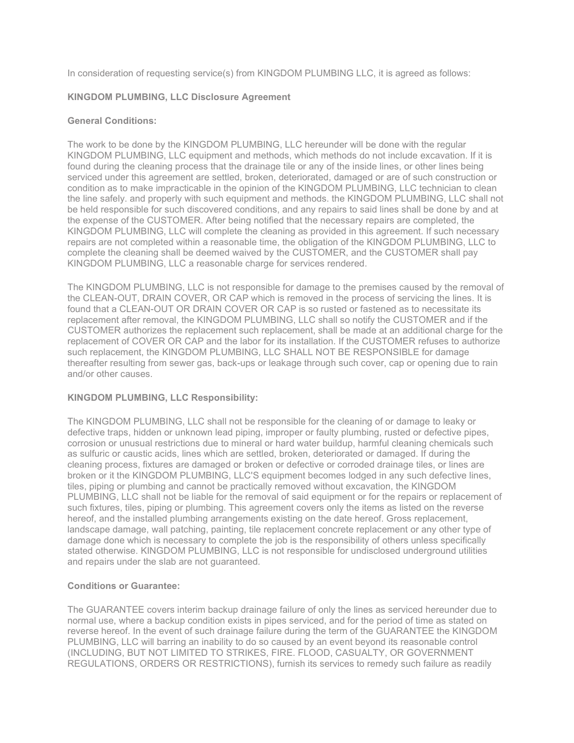In consideration of requesting service(s) from KINGDOM PLUMBING LLC, it is agreed as follows:

**KINGDOM PLUMBING, LLC Disclosure Agreement**

**General Conditions:**

The work to be done by the KINGDOM PLUMBING, LLC hereunder will be done with the regular KINGDOM PLUMBING, LLC equipment and methods, which methods do not include excavation. If it is found during the cleaning process that the drainage tile or any of the inside lines, or other lines being serviced under this agreement are settled, broken, deteriorated, damaged or are of such construction or condition as to make impracticable in the opinion of the KINGDOM PLUMBING, LLC technician to clean the line safely. and properly with such equipment and methods. the KINGDOM PLUMBING, LLC shall not be held responsible for such discovered conditions, and any repairs to said lines shall be done by and at the expense of the CUSTOMER. After being notified that the necessary repairs are completed, the KINGDOM PLUMBING, LLC will complete the cleaning as provided in this agreement. If such necessary repairs are not completed within a reasonable time, the obligation of the KINGDOM PLUMBING, LLC to complete the cleaning shall be deemed waived by the CUSTOMER, and the CUSTOMER shall pay KINGDOM PLUMBING, LLC a reasonable charge for services rendered.

The KINGDOM PLUMBING, LLC is not responsible for damage to the premises caused by the removal of the CLEAN-OUT, DRAIN COVER, OR CAP which is removed in the process of servicing the lines. It is found that a CLEAN-OUT OR DRAIN COVER OR CAP is so rusted or fastened as to necessitate its replacement after removal, the KINGDOM PLUMBING, LLC shall so notify the CUSTOMER and if the CUSTOMER authorizes the replacement such replacement, shall be made at an additional charge for the replacement of COVER OR CAP and the labor for its installation. If the CUSTOMER refuses to authorize such replacement, the KINGDOM PLUMBING, LLC SHALL NOT BE RESPONSIBLE for damage thereafter resulting from sewer gas, back-ups or leakage through such cover, cap or opening due to rain and/or other causes.

**KINGDOM PLUMBING, LLC Responsibility:**

The KINGDOM PLUMBING, LLC shall not be responsible for the cleaning of or damage to leaky or defective traps, hidden or unknown lead piping, improper or faulty plumbing, rusted or defective pipes, corrosion or unusual restrictions due to mineral or hard water buildup, harmful cleaning chemicals such as sulfuric or caustic acids, lines which are settled, broken, deteriorated or damaged. If during the cleaning process, fixtures are damaged or broken or defective or corroded drainage tiles, or lines are broken or it the KINGDOM PLUMBING, LLC'S equipment becomes lodged in any such defective lines, tiles, piping or plumbing and cannot be practically removed without excavation, the KINGDOM PLUMBING, LLC shall not be liable for the removal of said equipment or for the repairs or replacement of such fixtures, tiles, piping or plumbing. This agreement covers only the items as listed on the reverse hereof, and the installed plumbing arrangements existing on the date hereof. Gross replacement, landscape damage, wall patching, painting, tile replacement concrete replacement or any other type of damage done which is necessary to complete the job is the responsibility of others unless specifically stated otherwise. KINGDOM PLUMBING, LLC is not responsible for undisclosed underground utilities and repairs under the slab are not guaranteed.

**Conditions or Guarantee:**

The GUARANTEE covers interim backup drainage failure of only the lines as serviced hereunder due to normal use, where a backup condition exists in pipes serviced, and for the period of time as stated on reverse hereof. In the event of such drainage failure during the term of the GUARANTEE the KINGDOM PLUMBING, LLC will barring an inability to do so caused by an event beyond its reasonable control (INCLUDING, BUT NOT LIMITED TO STRIKES, FIRE. FLOOD, CASUALTY, OR GOVERNMENT REGULATIONS, ORDERS OR RESTRICTIONS), furnish its services to remedy such failure as readily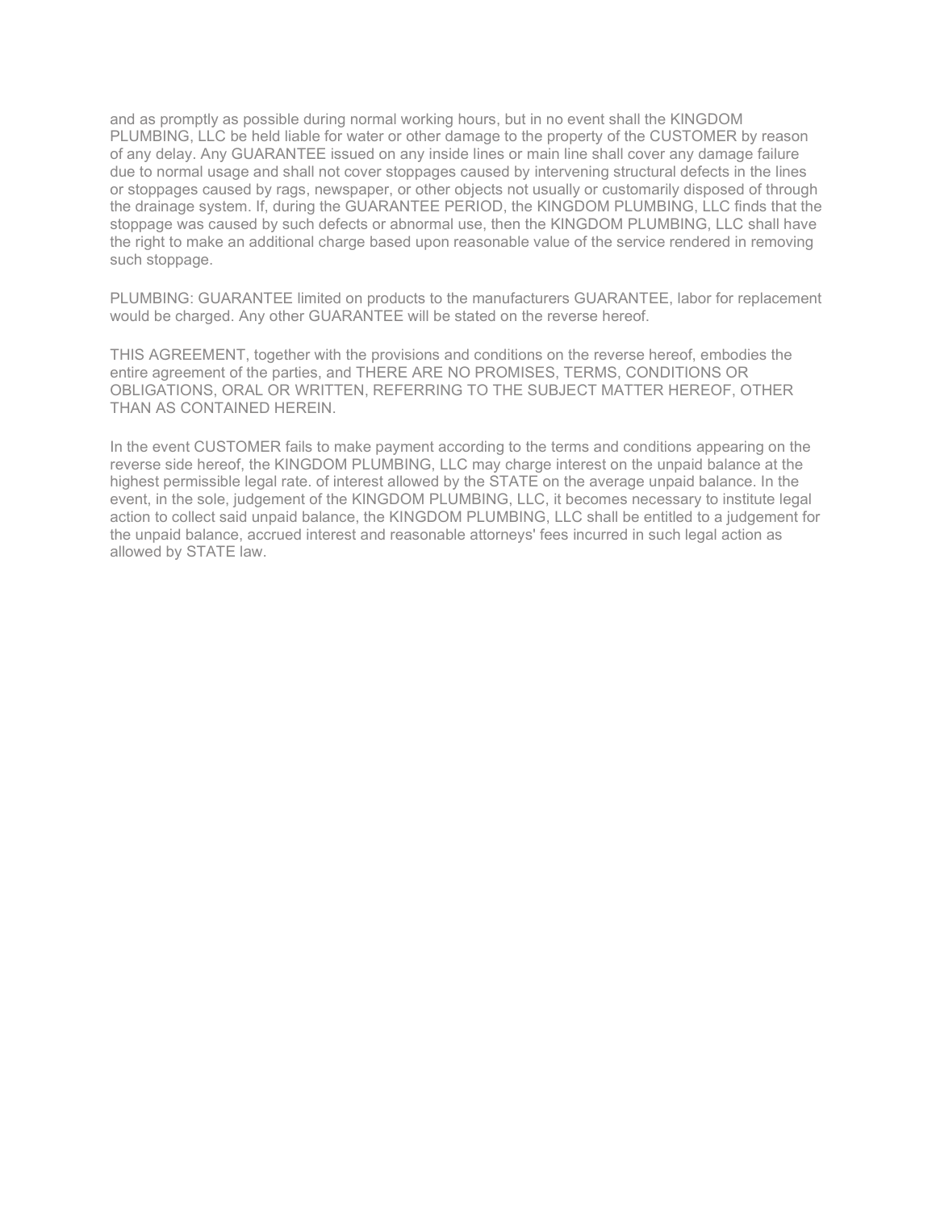and as promptly as possible during normal working hours, but in no event shall the KINGDOM PLUMBING, LLC be held liable for water or other damage to the property of the CUSTOMER by reason of any delay. Any GUARANTEE issued on any inside lines or main line shall cover any damage failure due to normal usage and shall not cover stoppages caused by intervening structural defects in the lines or stoppages caused by rags, newspaper, or other objects not usually or customarily disposed of through the drainage system. If, during the GUARANTEE PERIOD, the KINGDOM PLUMBING, LLC finds that the stoppage was caused by such defects or abnormal use, then the KINGDOM PLUMBING, LLC shall have the right to make an additional charge based upon reasonable value of the service rendered in removing such stoppage.

PLUMBING: GUARANTEE limited on products to the manufacturers GUARANTEE, labor for replacement would be charged. Any other GUARANTEE will be stated on the reverse hereof.

THIS AGREEMENT, together with the provisions and conditions on the reverse hereof, embodies the entire agreement of the parties, and THERE ARE NO PROMISES, TERMS, CONDITIONS OR OBLIGATIONS, ORAL OR WRITTEN, REFERRING TO THE SUBJECT MATTER HEREOF, OTHER THAN AS CONTAINED HEREIN.

In the event CUSTOMER fails to make payment according to the terms and conditions appearing on the reverse side hereof, the KINGDOM PLUMBING, LLC may charge interest on the unpaid balance at the highest permissible legal rate. of interest allowed by the STATE on the average unpaid balance. In the event, in the sole, judgement of the KINGDOM PLUMBING, LLC, it becomes necessary to institute legal action to collect said unpaid balance, the KINGDOM PLUMBING, LLC shall be entitled to a judgement for the unpaid balance, accrued interest and reasonable attorneys' fees incurred in such legal action as allowed by STATE law.